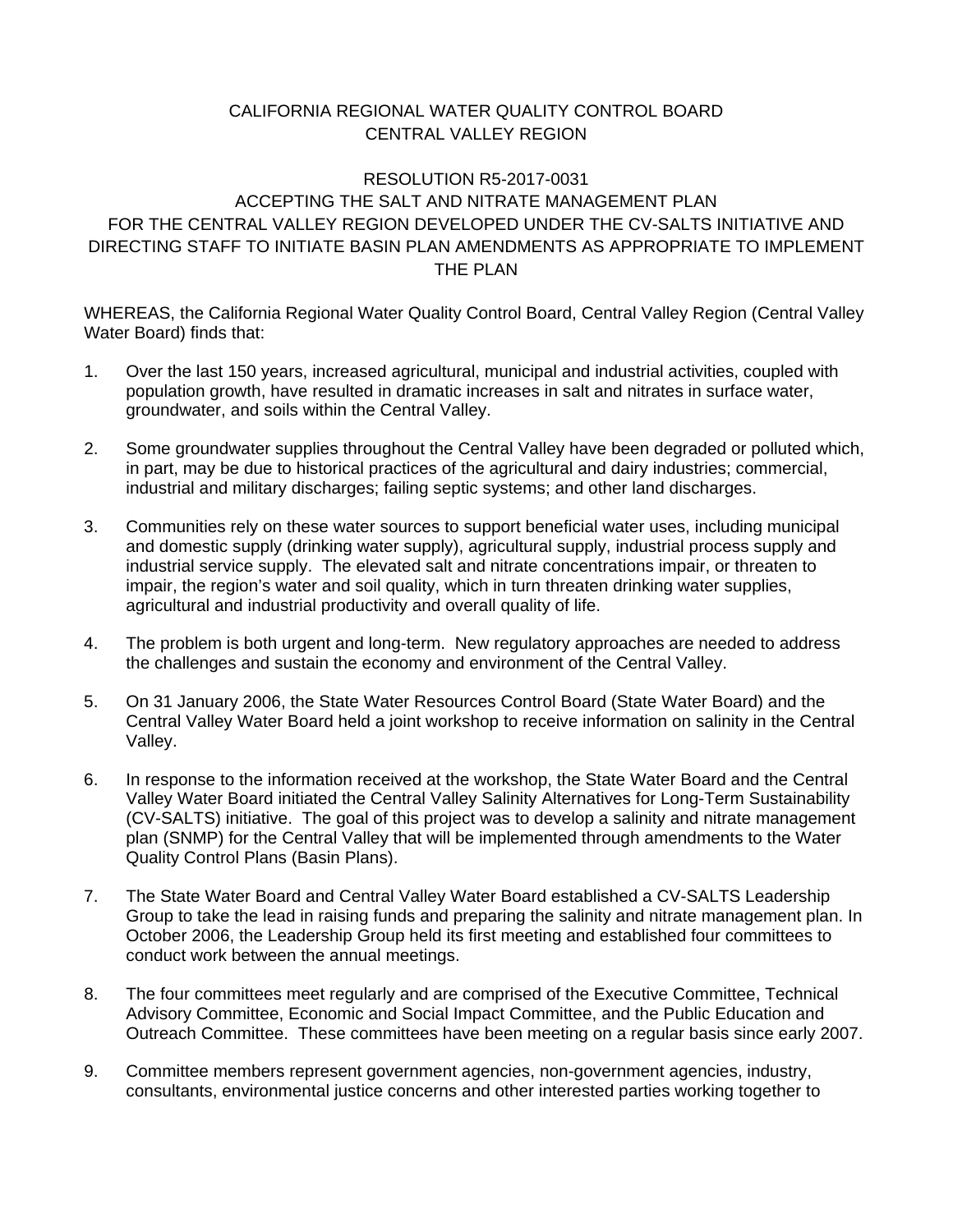CALIFORNIA REGIONAL WATER QUALITY CONTROL BOARD
CENTRAL VALLEY REGION

RESOLUTION R5-2017-0031
ACCEPTING THE SALT AND NITRATE MANAGEMENT PLAN
FOR THE CENTRAL VALLEY REGION DEVELOPED UNDER THE CV-SALTS INITIATIVE AND DIRECTING STAFF TO INITIATE BASIN PLAN AMENDMENTS AS APPROPRIATE TO IMPLEMENT THE PLAN

WHEREAS, the California Regional Water Quality Control Board, Central Valley Region (Central Valley Water Board) finds that:

1. Over the last 150 years, increased agricultural, municipal and industrial activities, coupled with population growth, have resulted in dramatic increases in salt and nitrates in surface water, groundwater, and soils within the Central Valley.

2. Some groundwater supplies throughout the Central Valley have been degraded or polluted which, in part, may be due to historical practices of the agricultural and dairy industries; commercial, industrial and military discharges; failing septic systems; and other land discharges.

3. Communities rely on these water sources to support beneficial water uses, including municipal and domestic supply (drinking water supply), agricultural supply, industrial process supply and industrial service supply. The elevated salt and nitrate concentrations impair, or threaten to impair, the region's water and soil quality, which in turn threaten drinking water supplies, agricultural and industrial productivity and overall quality of life.

4. The problem is both urgent and long-term. New regulatory approaches are needed to address the challenges and sustain the economy and environment of the Central Valley.

5. On 31 January 2006, the State Water Resources Control Board (State Water Board) and the Central Valley Water Board held a joint workshop to receive information on salinity in the Central Valley.

6. In response to the information received at the workshop, the State Water Board and the Central Valley Water Board initiated the Central Valley Salinity Alternatives for Long-Term Sustainability (CV-SALTS) initiative. The goal of this project was to develop a salinity and nitrate management plan (SNMP) for the Central Valley that will be implemented through amendments to the Water Quality Control Plans (Basin Plans).

7. The State Water Board and Central Valley Water Board established a CV-SALTS Leadership Group to take the lead in raising funds and preparing the salinity and nitrate management plan. In October 2006, the Leadership Group held its first meeting and established four committees to conduct work between the annual meetings.

8. The four committees meet regularly and are comprised of the Executive Committee, Technical Advisory Committee, Economic and Social Impact Committee, and the Public Education and Outreach Committee. These committees have been meeting on a regular basis since early 2007.

9. Committee members represent government agencies, non-government agencies, industry, consultants, environmental justice concerns and other interested parties working together to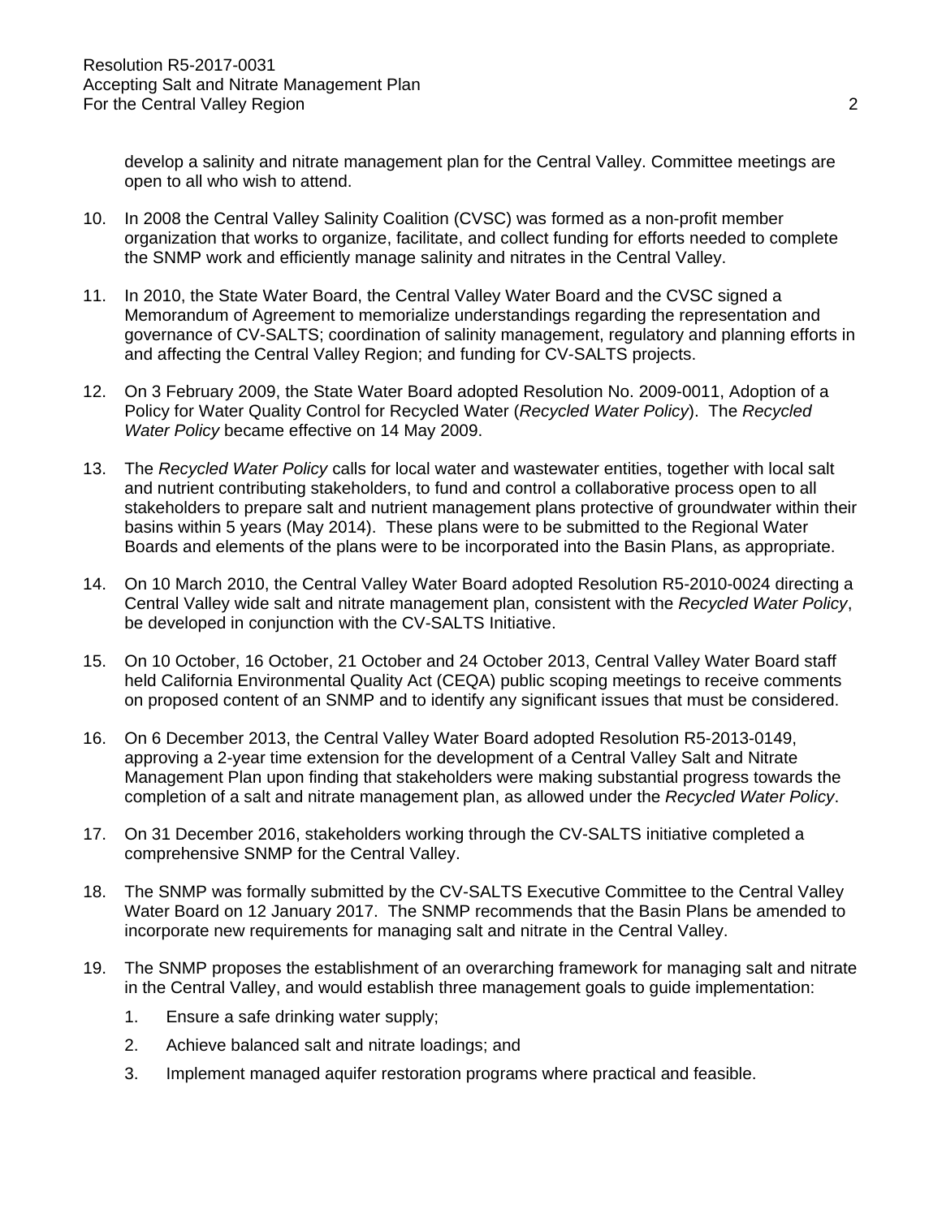develop a salinity and nitrate management plan for the Central Valley. Committee meetings are open to all who wish to attend.

10. In 2008 the Central Valley Salinity Coalition (CVSC) was formed as a non-profit member organization that works to organize, facilitate, and collect funding for efforts needed to complete the SNMP work and efficiently manage salinity and nitrates in the Central Valley.

11. In 2010, the State Water Board, the Central Valley Water Board and the CVSC signed a Memorandum of Agreement to memorialize understandings regarding the representation and governance of CV-SALTS; coordination of salinity management, regulatory and planning efforts in and affecting the Central Valley Region; and funding for CV-SALTS projects.

12. On 3 February 2009, the State Water Board adopted Resolution No. 2009-0011, Adoption of a Policy for Water Quality Control for Recycled Water (*Recycled Water Policy*). The *Recycled Water Policy* became effective on 14 May 2009.

13. The *Recycled Water Policy* calls for local water and wastewater entities, together with local salt and nutrient contributing stakeholders, to fund and control a collaborative process open to all stakeholders to prepare salt and nutrient management plans protective of groundwater within their basins within 5 years (May 2014). These plans were to be submitted to the Regional Water Boards and elements of the plans were to be incorporated into the Basin Plans, as appropriate.

14. On 10 March 2010, the Central Valley Water Board adopted Resolution R5-2010-0024 directing a Central Valley wide salt and nitrate management plan, consistent with the *Recycled Water Policy*, be developed in conjunction with the CV-SALTS Initiative.

15. On 10 October, 16 October, 21 October and 24 October 2013, Central Valley Water Board staff held California Environmental Quality Act (CEQA) public scoping meetings to receive comments on proposed content of an SNMP and to identify any significant issues that must be considered.

16. On 6 December 2013, the Central Valley Water Board adopted Resolution R5-2013-0149, approving a 2-year time extension for the development of a Central Valley Salt and Nitrate Management Plan upon finding that stakeholders were making substantial progress towards the completion of a salt and nitrate management plan, as allowed under the *Recycled Water Policy*.

17. On 31 December 2016, stakeholders working through the CV-SALTS initiative completed a comprehensive SNMP for the Central Valley.

18. The SNMP was formally submitted by the CV-SALTS Executive Committee to the Central Valley Water Board on 12 January 2017. The SNMP recommends that the Basin Plans be amended to incorporate new requirements for managing salt and nitrate in the Central Valley.

19. The SNMP proposes the establishment of an overarching framework for managing salt and nitrate in the Central Valley, and would establish three management goals to guide implementation:

    1. Ensure a safe drinking water supply;
    2. Achieve balanced salt and nitrate loadings; and
    3. Implement managed aquifer restoration programs where practical and feasible.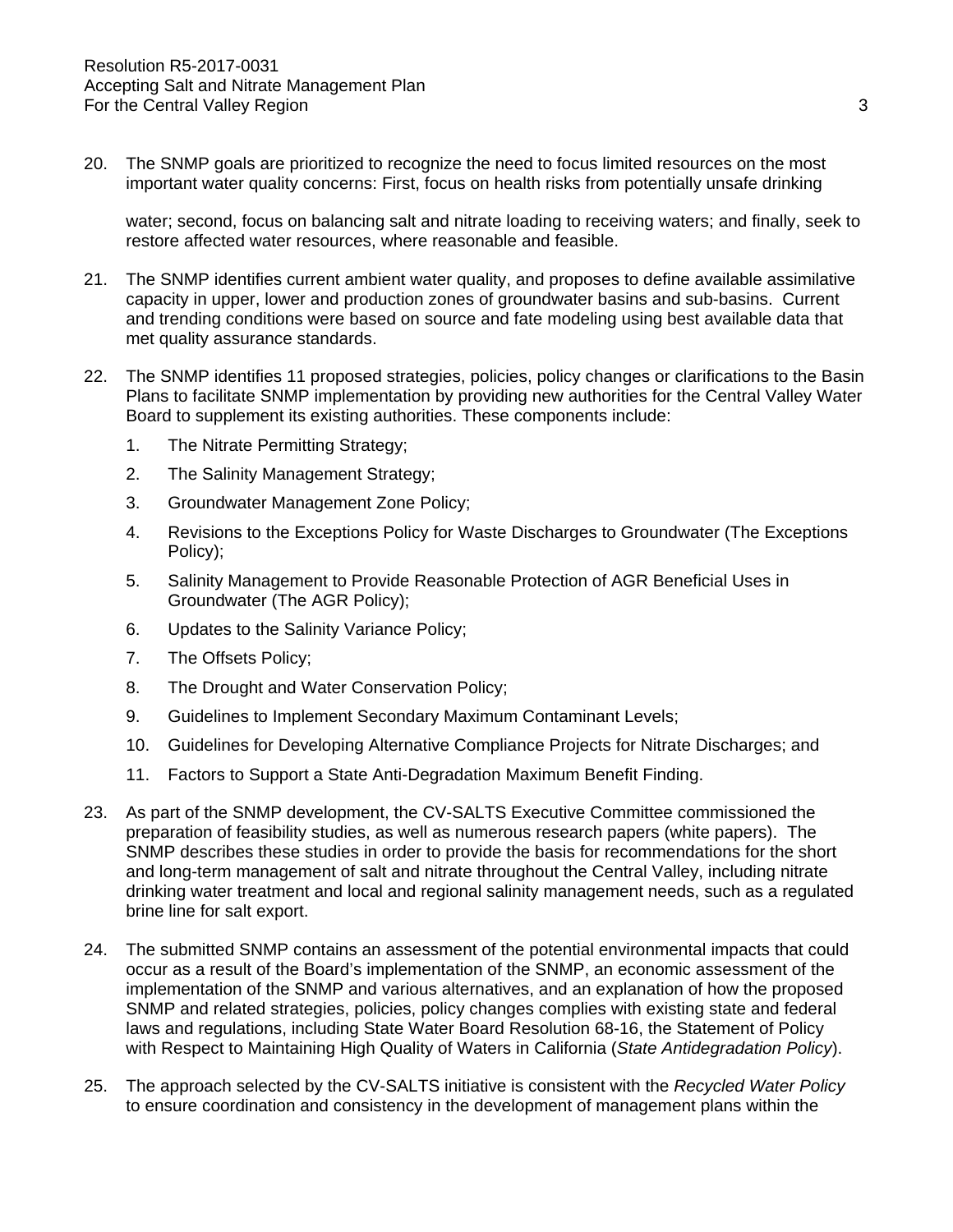20. The SNMP goals are prioritized to recognize the need to focus limited resources on the most important water quality concerns: First, focus on health risks from potentially unsafe drinking water; second, focus on balancing salt and nitrate loading to receiving waters; and finally, seek to restore affected water resources, where reasonable and feasible.

21. The SNMP identifies current ambient water quality, and proposes to define available assimilative capacity in upper, lower and production zones of groundwater basins and sub-basins. Current and trending conditions were based on source and fate modeling using best available data that met quality assurance standards.

22. The SNMP identifies 11 proposed strategies, policies, policy changes or clarifications to the Basin Plans to facilitate SNMP implementation by providing new authorities for the Central Valley Water Board to supplement its existing authorities. These components include:

    1. The Nitrate Permitting Strategy;
    2. The Salinity Management Strategy;
    3. Groundwater Management Zone Policy;
    4. Revisions to the Exceptions Policy for Waste Discharges to Groundwater (The Exceptions Policy);
    5. Salinity Management to Provide Reasonable Protection of AGR Beneficial Uses in Groundwater (The AGR Policy);
    6. Updates to the Salinity Variance Policy;
    7. The Offsets Policy;
    8. The Drought and Water Conservation Policy;
    9. Guidelines to Implement Secondary Maximum Contaminant Levels;
    10. Guidelines for Developing Alternative Compliance Projects for Nitrate Discharges; and
    11. Factors to Support a State Anti-Degradation Maximum Benefit Finding.

23. As part of the SNMP development, the CV-SALTS Executive Committee commissioned the preparation of feasibility studies, as well as numerous research papers (white papers). The SNMP describes these studies in order to provide the basis for recommendations for the short and long-term management of salt and nitrate throughout the Central Valley, including nitrate drinking water treatment and local and regional salinity management needs, such as a regulated brine line for salt export.

24. The submitted SNMP contains an assessment of the potential environmental impacts that could occur as a result of the Board's implementation of the SNMP, an economic assessment of the implementation of the SNMP and various alternatives, and an explanation of how the proposed SNMP and related strategies, policies, policy changes complies with existing state and federal laws and regulations, including State Water Board Resolution 68-16, the Statement of Policy with Respect to Maintaining High Quality of Waters in California (*State Antidegradation Policy*).

25. The approach selected by the CV-SALTS initiative is consistent with the *Recycled Water Policy* to ensure coordination and consistency in the development of management plans within the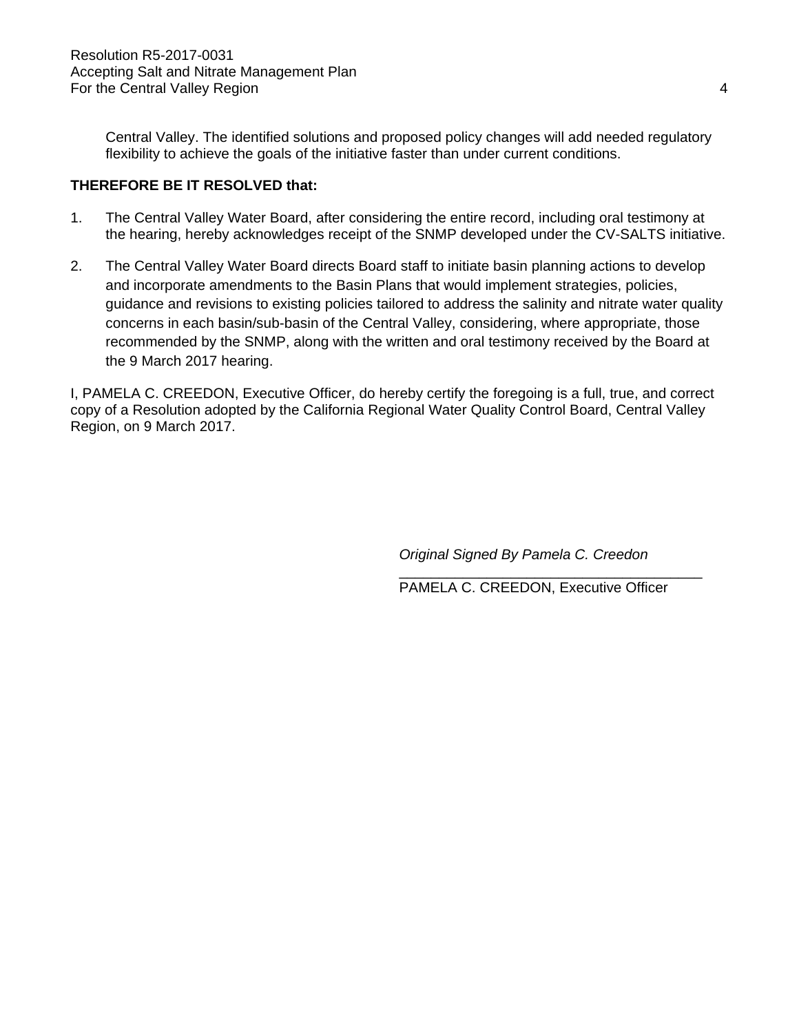Central Valley. The identified solutions and proposed policy changes will add needed regulatory flexibility to achieve the goals of the initiative faster than under current conditions.

**THEREFORE BE IT RESOLVED that:**

1. The Central Valley Water Board, after considering the entire record, including oral testimony at the hearing, hereby acknowledges receipt of the SNMP developed under the CV-SALTS initiative.

2. The Central Valley Water Board directs Board staff to initiate basin planning actions to develop and incorporate amendments to the Basin Plans that would implement strategies, policies, guidance and revisions to existing policies tailored to address the salinity and nitrate water quality concerns in each basin/sub-basin of the Central Valley, considering, where appropriate, those recommended by the SNMP, along with the written and oral testimony received by the Board at the 9 March 2017 hearing.

I, PAMELA C. CREEDON, Executive Officer, do hereby certify the foregoing is a full, true, and correct copy of a Resolution adopted by the California Regional Water Quality Control Board, Central Valley Region, on 9 March 2017.

*Original Signed By Pamela C. Creedon*

PAMELA C. CREEDON, Executive Officer